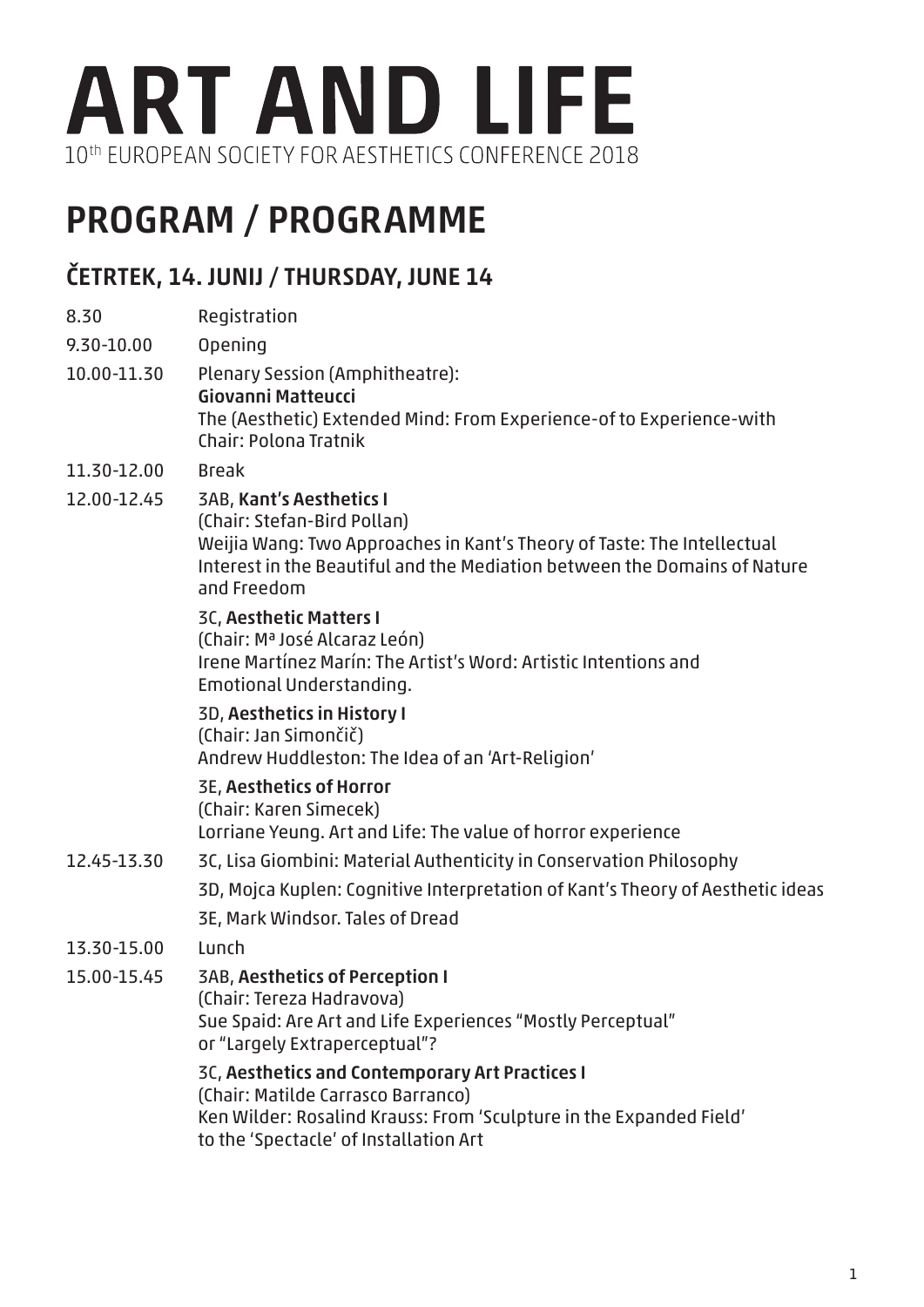# ART AND LIFE

10th EUROPEAN SOCIETY FOR AESTHETICS CONFERENCE 2018

# PROGRAM / PROGRAMME

## ČETRTEK, 14. JUNIJ / THURSDAY, JUNE 14

8.30 Registration

9.30-10.00 Opening

10.00-11.30 Plenary Session (Amphitheatre):
**Giovanni Matteucci**
The (Aesthetic) Extended Mind: From Experience-of to Experience-with
Chair: Polona Tratnik

11.30-12.00 Break

12.00-12.45 3AB, **Kant's Aesthetics I**
(Chair: Stefan-Bird Pollan)
Weijia Wang: Two Approaches in Kant's Theory of Taste: The Intellectual Interest in the Beautiful and the Mediation between the Domains of Nature and Freedom

3C, **Aesthetic Matters I**
(Chair: Mª José Alcaraz León)
Irene Martínez Marín: The Artist's Word: Artistic Intentions and Emotional Understanding.

3D, **Aesthetics in History I**
(Chair: Jan Simončič)
Andrew Huddleston: The Idea of an 'Art-Religion'

3E, **Aesthetics of Horror**
(Chair: Karen Simecek)
Lorriane Yeung. Art and Life: The value of horror experience

12.45-13.30 3C, Lisa Giombini: Material Authenticity in Conservation Philosophy

3D, Mojca Kuplen: Cognitive Interpretation of Kant's Theory of Aesthetic ideas

3E, Mark Windsor. Tales of Dread

13.30-15.00 Lunch

15.00-15.45 3AB, **Aesthetics of Perception I**
(Chair: Tereza Hadravova)
Sue Spaid: Are Art and Life Experiences "Mostly Perceptual" or "Largely Extraperceptual"?

3C, **Aesthetics and Contemporary Art Practices I**
(Chair: Matilde Carrasco Barranco)
Ken Wilder: Rosalind Krauss: From 'Sculpture in the Expanded Field' to the 'Spectacle' of Installation Art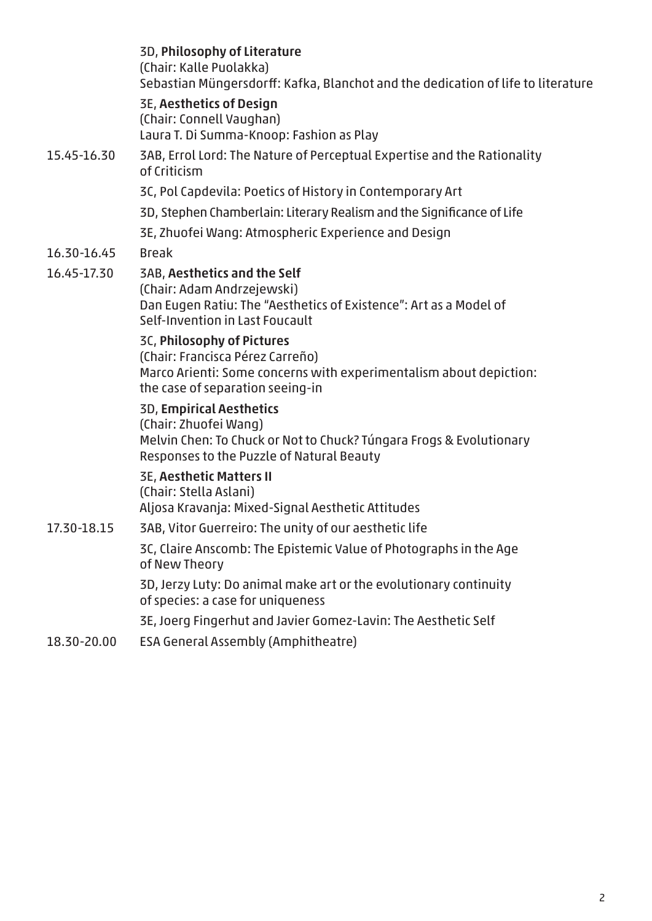| | |
|---|---|
| | 3D, **Philosophy of Literature**<br>(Chair: Kalle Puolakka)<br>Sebastian Müngersdorff: Kafka, Blanchot and the dedication of life to literature |
| | 3E, **Aesthetics of Design**<br>(Chair: Connell Vaughan)<br>Laura T. Di Summa-Knoop: Fashion as Play |
| 15.45-16.30 | 3AB, Errol Lord: The Nature of Perceptual Expertise and the Rationality of Criticism |
| | 3C, Pol Capdevila: Poetics of History in Contemporary Art |
| | 3D, Stephen Chamberlain: Literary Realism and the Significance of Life |
| | 3E, Zhuofei Wang: Atmospheric Experience and Design |
| 16.30-16.45 | Break |
| 16.45-17.30 | 3AB, **Aesthetics and the Self**<br>(Chair: Adam Andrzejewski)<br>Dan Eugen Ratiu: The "Aesthetics of Existence": Art as a Model of Self-Invention in Last Foucault |
| | 3C, **Philosophy of Pictures**<br>(Chair: Francisca Pérez Carreño)<br>Marco Arienti: Some concerns with experimentalism about depiction: the case of separation seeing-in |
| | 3D, **Empirical Aesthetics**<br>(Chair: Zhuofei Wang)<br>Melvin Chen: To Chuck or Not to Chuck? Túngara Frogs & Evolutionary Responses to the Puzzle of Natural Beauty |
| | 3E, **Aesthetic Matters II**<br>(Chair: Stella Aslani)<br>Aljosa Kravanja: Mixed-Signal Aesthetic Attitudes |
| 17.30-18.15 | 3AB, Vitor Guerreiro: The unity of our aesthetic life |
| | 3C, Claire Anscomb: The Epistemic Value of Photographs in the Age of New Theory |
| | 3D, Jerzy Luty: Do animal make art or the evolutionary continuity of species: a case for uniqueness |
| | 3E, Joerg Fingerhut and Javier Gomez-Lavin: The Aesthetic Self |
| 18.30-20.00 | ESA General Assembly (Amphitheatre) |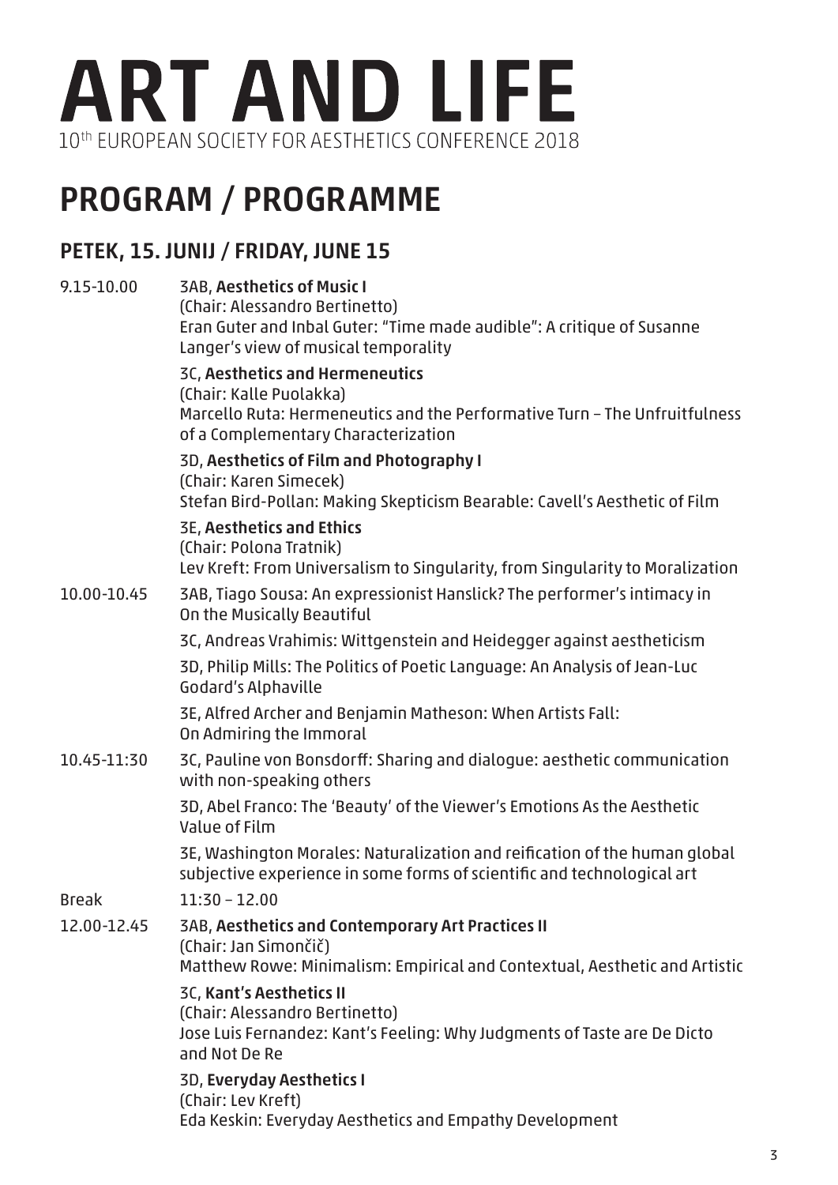# ART AND LIFE

10th EUROPEAN SOCIETY FOR AESTHETICS CONFERENCE 2018

## PROGRAM / PROGRAMME

### PETEK, 15. JUNIJ / FRIDAY, JUNE 15

**9.15-10.00**

3AB, **Aesthetics of Music I**
(Chair: Alessandro Bertinetto)
Eran Guter and Inbal Guter: "Time made audible": A critique of Susanne Langer's view of musical temporality

3C, **Aesthetics and Hermeneutics**
(Chair: Kalle Puolakka)
Marcello Ruta: Hermeneutics and the Performative Turn – The Unfruitfulness of a Complementary Characterization

3D, **Aesthetics of Film and Photography I**
(Chair: Karen Simecek)
Stefan Bird-Pollan: Making Skepticism Bearable: Cavell's Aesthetic of Film

3E, **Aesthetics and Ethics**
(Chair: Polona Tratnik)
Lev Kreft: From Universalism to Singularity, from Singularity to Moralization

**10.00-10.45**

3AB, Tiago Sousa: An expressionist Hanslick? The performer's intimacy in On the Musically Beautiful

3C, Andreas Vrahimis: Wittgenstein and Heidegger against aestheticism

3D, Philip Mills: The Politics of Poetic Language: An Analysis of Jean-Luc Godard's Alphaville

3E, Alfred Archer and Benjamin Matheson: When Artists Fall: On Admiring the Immoral

**10.45-11:30**

3C, Pauline von Bonsdorff: Sharing and dialogue: aesthetic communication with non-speaking others

3D, Abel Franco: The 'Beauty' of the Viewer's Emotions As the Aesthetic Value of Film

3E, Washington Morales: Naturalization and reification of the human global subjective experience in some forms of scientific and technological art

**Break** 11:30 – 12.00

**12.00-12.45**

3AB, **Aesthetics and Contemporary Art Practices II**
(Chair: Jan Simončič)
Matthew Rowe: Minimalism: Empirical and Contextual, Aesthetic and Artistic

3C, **Kant's Aesthetics II**
(Chair: Alessandro Bertinetto)
Jose Luis Fernandez: Kant's Feeling: Why Judgments of Taste are De Dicto and Not De Re

3D, **Everyday Aesthetics I**
(Chair: Lev Kreft)
Eda Keskin: Everyday Aesthetics and Empathy Development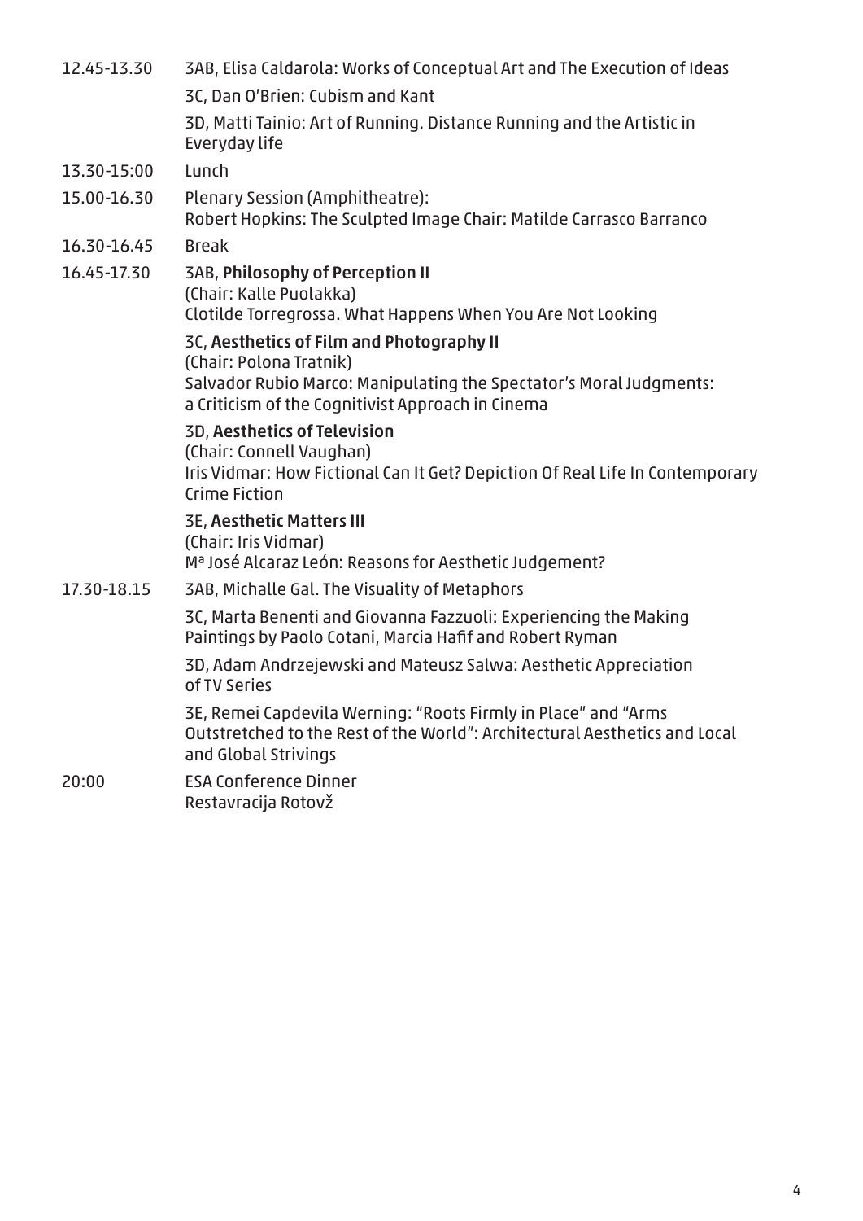12.45-13.30 3AB, Elisa Caldarola: Works of Conceptual Art and The Execution of Ideas

3C, Dan O'Brien: Cubism and Kant

3D, Matti Tainio: Art of Running. Distance Running and the Artistic in Everyday life

13.30-15:00 Lunch

15.00-16.30 Plenary Session (Amphitheatre):
Robert Hopkins: The Sculpted Image Chair: Matilde Carrasco Barranco

16.30-16.45 Break

16.45-17.30 3AB, **Philosophy of Perception II**
(Chair: Kalle Puolakka)
Clotilde Torregrossa. What Happens When You Are Not Looking

3C, **Aesthetics of Film and Photography II**
(Chair: Polona Tratnik)
Salvador Rubio Marco: Manipulating the Spectator's Moral Judgments: a Criticism of the Cognitivist Approach in Cinema

3D, **Aesthetics of Television**
(Chair: Connell Vaughan)
Iris Vidmar: How Fictional Can It Get? Depiction Of Real Life In Contemporary Crime Fiction

3E, **Aesthetic Matters III**
(Chair: Iris Vidmar)
Mª José Alcaraz León: Reasons for Aesthetic Judgement?

17.30-18.15 3AB, Michalle Gal. The Visuality of Metaphors

3C, Marta Benenti and Giovanna Fazzuoli: Experiencing the Making Paintings by Paolo Cotani, Marcia Hafif and Robert Ryman

3D, Adam Andrzejewski and Mateusz Salwa: Aesthetic Appreciation of TV Series

3E, Remei Capdevila Werning: "Roots Firmly in Place" and "Arms Outstretched to the Rest of the World": Architectural Aesthetics and Local and Global Strivings

20:00 ESA Conference Dinner
Restavracija Rotovž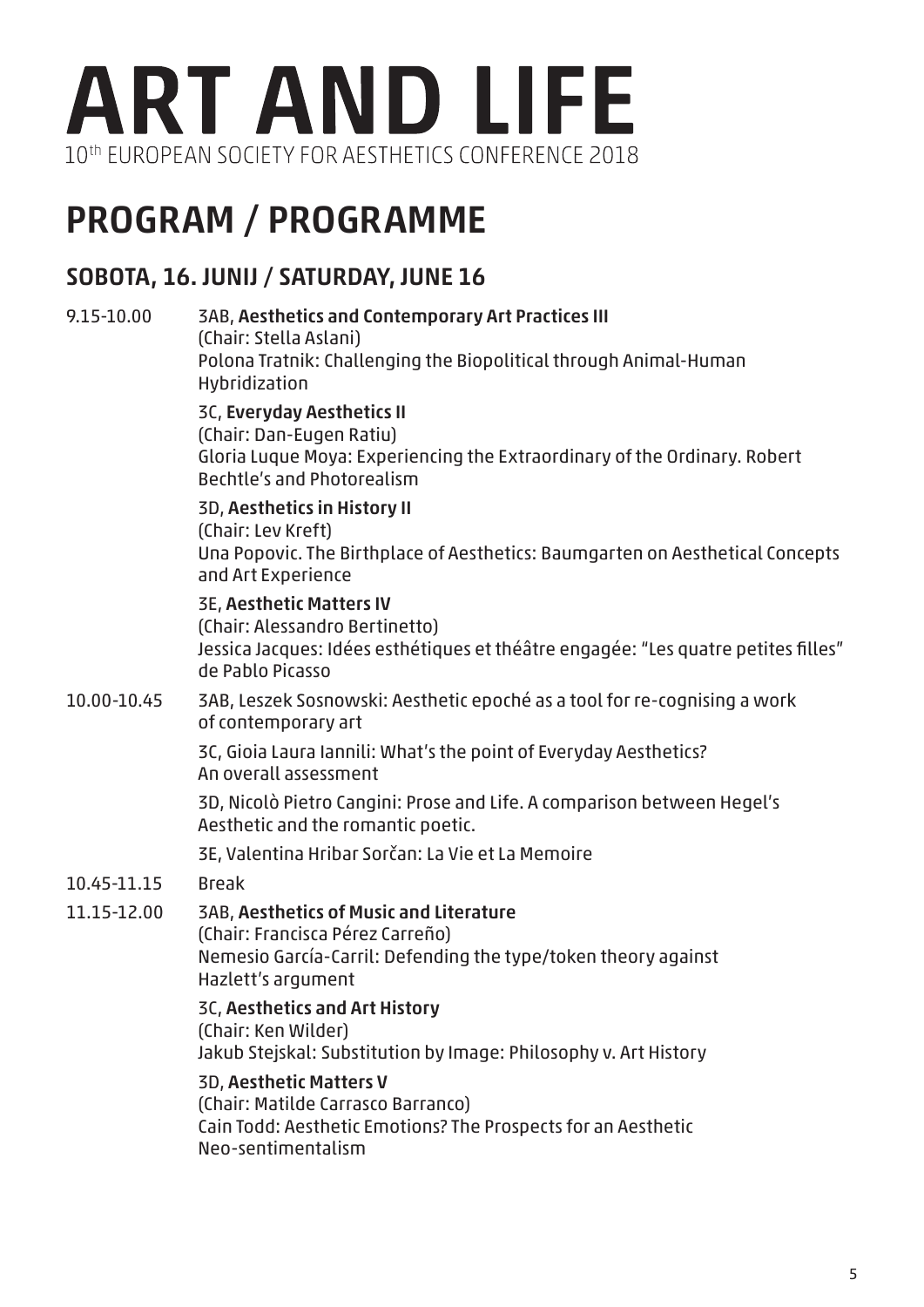# ART AND LIFE

10th EUROPEAN SOCIETY FOR AESTHETICS CONFERENCE 2018

## PROGRAM / PROGRAMME

### SOBOTA, 16. JUNIJ / SATURDAY, JUNE 16

**9.15-10.00**

3AB, **Aesthetics and Contemporary Art Practices III**
(Chair: Stella Aslani)
Polona Tratnik: Challenging the Biopolitical through Animal-Human Hybridization

3C, **Everyday Aesthetics II**
(Chair: Dan-Eugen Ratiu)
Gloria Luque Moya: Experiencing the Extraordinary of the Ordinary. Robert Bechtle's and Photorealism

3D, **Aesthetics in History II**
(Chair: Lev Kreft)
Una Popovic. The Birthplace of Aesthetics: Baumgarten on Aesthetical Concepts and Art Experience

3E, **Aesthetic Matters IV**
(Chair: Alessandro Bertinetto)
Jessica Jacques: Idées esthétiques et théâtre engagée: "Les quatre petites filles" de Pablo Picasso

**10.00-10.45**

3AB, Leszek Sosnowski: Aesthetic epoché as a tool for re-cognising a work of contemporary art

3C, Gioia Laura Iannili: What's the point of Everyday Aesthetics? An overall assessment

3D, Nicolò Pietro Cangini: Prose and Life. A comparison between Hegel's Aesthetic and the romantic poetic.

3E, Valentina Hribar Sorčan: La Vie et La Memoire

**10.45-11.15**

Break

**11.15-12.00**

3AB, **Aesthetics of Music and Literature**
(Chair: Francisca Pérez Carreño)
Nemesio García-Carril: Defending the type/token theory against Hazlett's argument

3C, **Aesthetics and Art History**
(Chair: Ken Wilder)
Jakub Stejskal: Substitution by Image: Philosophy v. Art History

3D, **Aesthetic Matters V**
(Chair: Matilde Carrasco Barranco)
Cain Todd: Aesthetic Emotions? The Prospects for an Aesthetic Neo-sentimentalism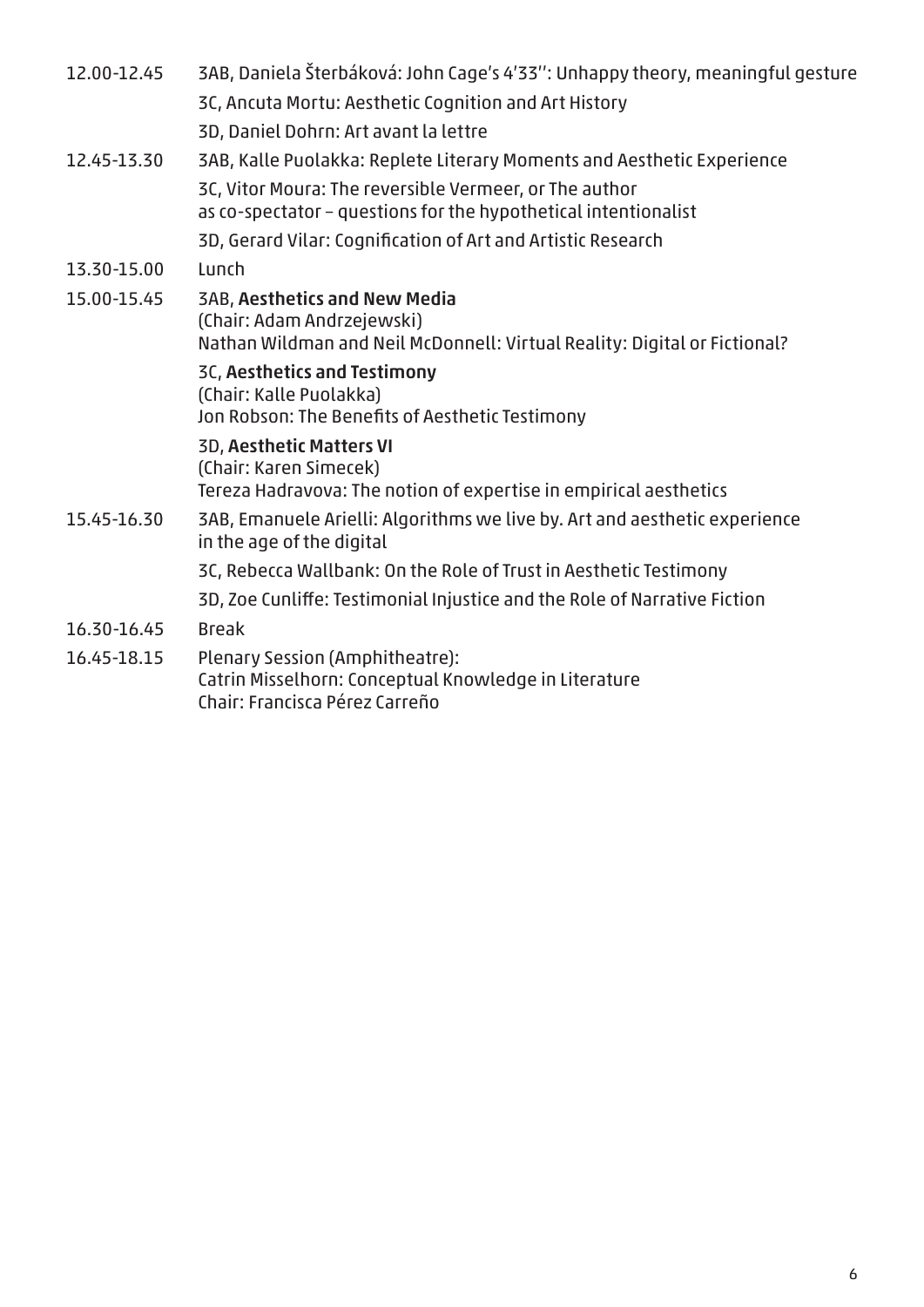| | |
|---|---|
| 12.00-12.45 | 3AB, Daniela Šterbáková: John Cage's 4'33'': Unhappy theory, meaningful gesture |
| | 3C, Ancuta Mortu: Aesthetic Cognition and Art History |
| | 3D, Daniel Dohrn: Art avant la lettre |
| 12.45-13.30 | 3AB, Kalle Puolakka: Replete Literary Moments and Aesthetic Experience |
| | 3C, Vitor Moura: The reversible Vermeer, or The author as co-spectator – questions for the hypothetical intentionalist |
| | 3D, Gerard Vilar: Cognification of Art and Artistic Research |
| 13.30-15.00 | Lunch |
| 15.00-15.45 | 3AB, **Aesthetics and New Media** (Chair: Adam Andrzejewski) Nathan Wildman and Neil McDonnell: Virtual Reality: Digital or Fictional? |
| | 3C, **Aesthetics and Testimony** (Chair: Kalle Puolakka) Jon Robson: The Benefits of Aesthetic Testimony |
| | 3D, **Aesthetic Matters VI** (Chair: Karen Simecek) Tereza Hadravova: The notion of expertise in empirical aesthetics |
| 15.45-16.30 | 3AB, Emanuele Arielli: Algorithms we live by. Art and aesthetic experience in the age of the digital |
| | 3C, Rebecca Wallbank: On the Role of Trust in Aesthetic Testimony |
| | 3D, Zoe Cunliffe: Testimonial Injustice and the Role of Narrative Fiction |
| 16.30-16.45 | Break |
| 16.45-18.15 | Plenary Session (Amphitheatre): Catrin Misselhorn: Conceptual Knowledge in Literature Chair: Francisca Pérez Carreño |